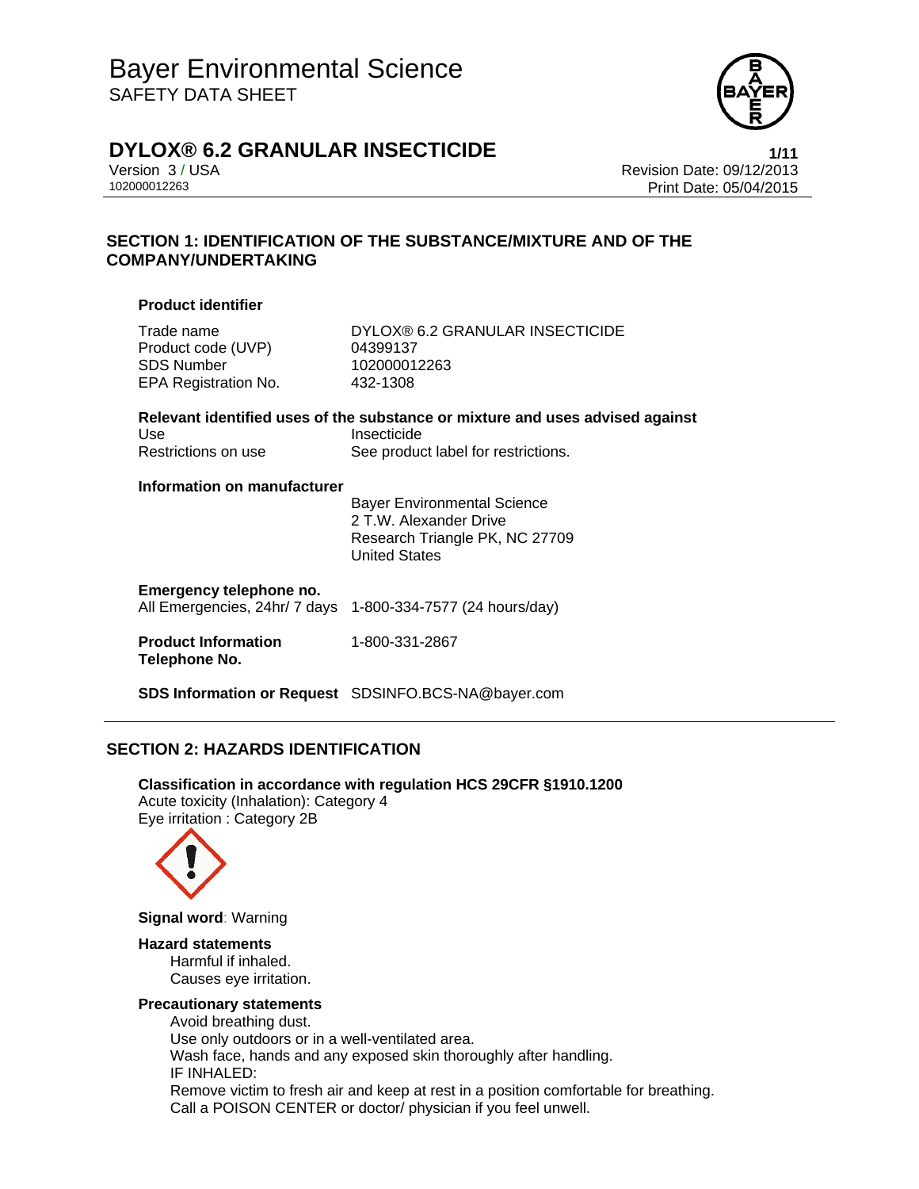# Bayer Environmental Science

SAFETY DATA SHEET

## DYLOX® 6.2 GRANULAR INSECTICIDE

Version 3 / USA
102000012263

Revision Date: 09/12/2013
Print Date: 05/04/2015

## SECTION 1: IDENTIFICATION OF THE SUBSTANCE/MIXTURE AND OF THE COMPANY/UNDERTAKING

### Product identifier

| | |
|---|---|
| Trade name | DYLOX® 6.2 GRANULAR INSECTICIDE |
| Product code (UVP) | 04399137 |
| SDS Number | 102000012263 |
| EPA Registration No. | 432-1308 |

### Relevant identified uses of the substance or mixture and uses advised against

| | |
|---|---|
| Use | Insecticide |
| Restrictions on use | See product label for restrictions. |

### Information on manufacturer

Bayer Environmental Science
2 T.W. Alexander Drive
Research Triangle PK, NC 27709
United States

### Emergency telephone no.

All Emergencies, 24hr/ 7 days 1-800-334-7577 (24 hours/day)

**Product Information Telephone No.** 1-800-331-2867

**SDS Information or Request** SDSINFO.BCS-NA@bayer.com

## SECTION 2: HAZARDS IDENTIFICATION

**Classification in accordance with regulation HCS 29CFR §1910.1200**

Acute toxicity (Inhalation): Category 4
Eye irritation : Category 2B

**Signal word**: Warning

**Hazard statements**

Harmful if inhaled.
Causes eye irritation.

**Precautionary statements**

Avoid breathing dust.
Use only outdoors or in a well-ventilated area.
Wash face, hands and any exposed skin thoroughly after handling.
IF INHALED:
Remove victim to fresh air and keep at rest in a position comfortable for breathing.
Call a POISON CENTER or doctor/ physician if you feel unwell.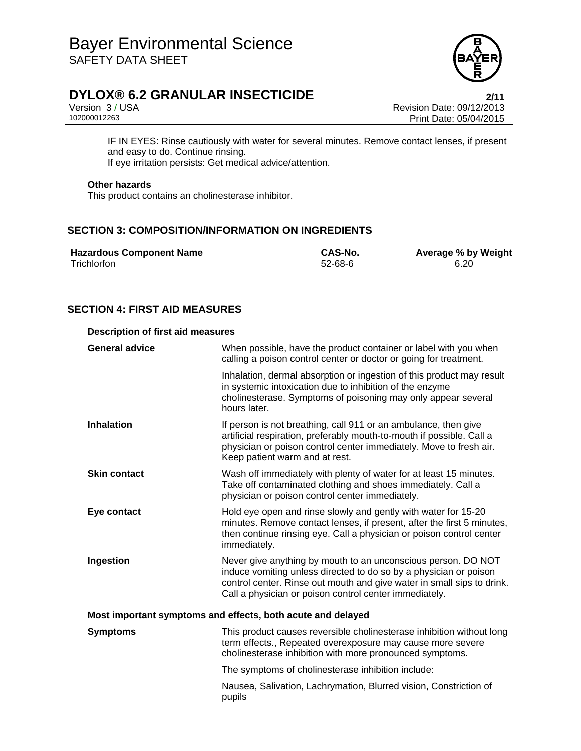IF IN EYES: Rinse cautiously with water for several minutes. Remove contact lenses, if present and easy to do. Continue rinsing.
If eye irritation persists: Get medical advice/attention.

**Other hazards**

This product contains an cholinesterase inhibitor.

## SECTION 3: COMPOSITION/INFORMATION ON INGREDIENTS

| Hazardous Component Name | CAS-No. | Average % by Weight |
|---|---|---|
| Trichlorfon | 52-68-6 | 6.20 |

## SECTION 4: FIRST AID MEASURES

**Description of first aid measures**

**General advice**

When possible, have the product container or label with you when calling a poison control center or doctor or going for treatment.

Inhalation, dermal absorption or ingestion of this product may result in systemic intoxication due to inhibition of the enzyme cholinesterase. Symptoms of poisoning may only appear several hours later.

**Inhalation**

If person is not breathing, call 911 or an ambulance, then give artificial respiration, preferably mouth-to-mouth if possible. Call a physician or poison control center immediately. Move to fresh air. Keep patient warm and at rest.

**Skin contact**

Wash off immediately with plenty of water for at least 15 minutes. Take off contaminated clothing and shoes immediately. Call a physician or poison control center immediately.

**Eye contact**

Hold eye open and rinse slowly and gently with water for 15-20 minutes. Remove contact lenses, if present, after the first 5 minutes, then continue rinsing eye. Call a physician or poison control center immediately.

**Ingestion**

Never give anything by mouth to an unconscious person. DO NOT induce vomiting unless directed to do so by a physician or poison control center. Rinse out mouth and give water in small sips to drink. Call a physician or poison control center immediately.

**Most important symptoms and effects, both acute and delayed**

**Symptoms**

This product causes reversible cholinesterase inhibition without long term effects., Repeated overexposure may cause more severe cholinesterase inhibition with more pronounced symptoms.

The symptoms of cholinesterase inhibition include:

Nausea, Salivation, Lachrymation, Blurred vision, Constriction of pupils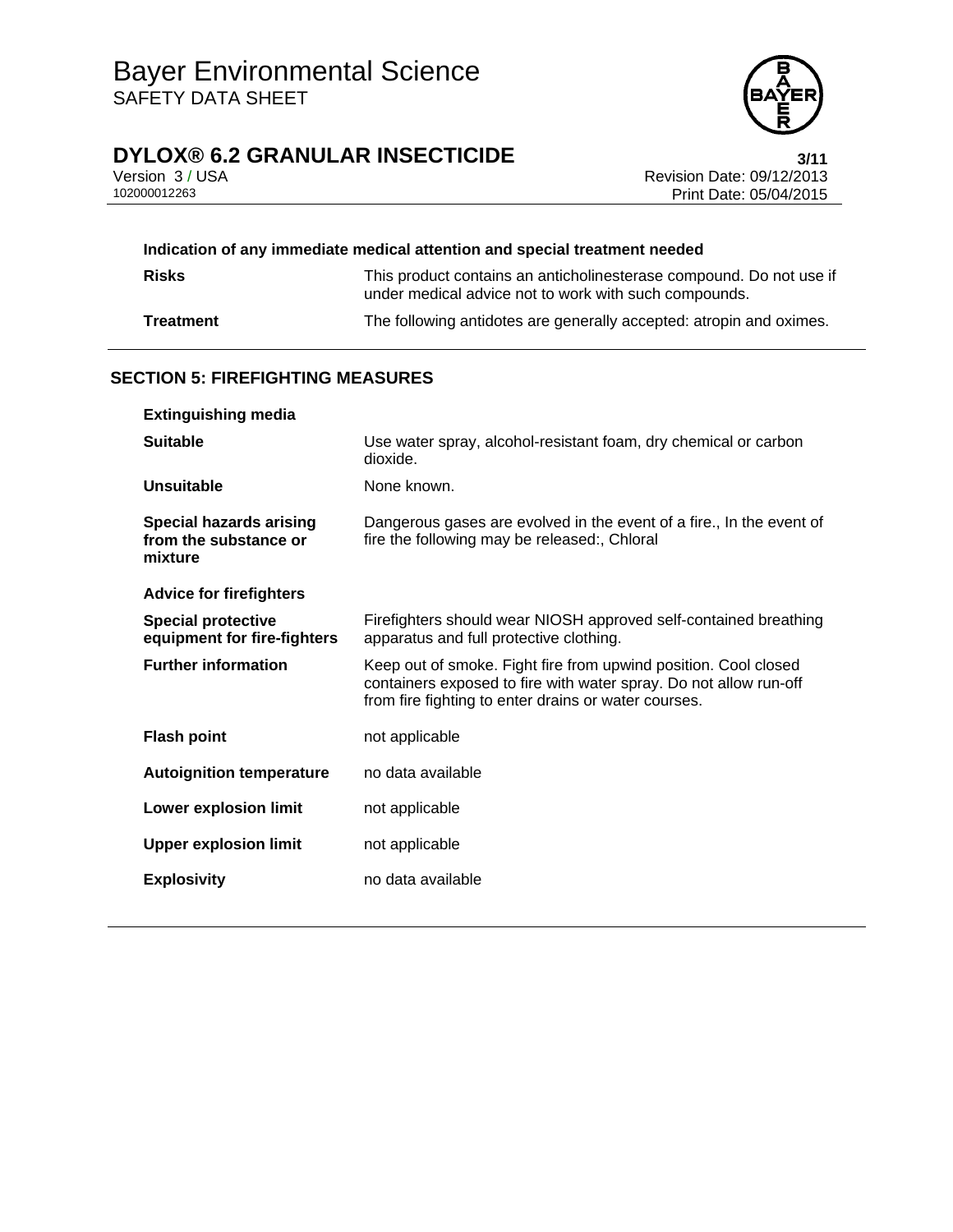**Indication of any immediate medical attention and special treatment needed**

| | |
|---|---|
| **Risks** | This product contains an anticholinesterase compound. Do not use if under medical advice not to work with such compounds. |
| **Treatment** | The following antidotes are generally accepted: atropin and oximes. |

## SECTION 5: FIREFIGHTING MEASURES

**Extinguishing media**

| | |
|---|---|
| **Suitable** | Use water spray, alcohol-resistant foam, dry chemical or carbon dioxide. |
| **Unsuitable** | None known. |
| **Special hazards arising from the substance or mixture** | Dangerous gases are evolved in the event of a fire., In the event of fire the following may be released:, Chloral |

**Advice for firefighters**

| | |
|---|---|
| **Special protective equipment for fire-fighters** | Firefighters should wear NIOSH approved self-contained breathing apparatus and full protective clothing. |
| **Further information** | Keep out of smoke. Fight fire from upwind position. Cool closed containers exposed to fire with water spray. Do not allow run-off from fire fighting to enter drains or water courses. |
| **Flash point** | not applicable |
| **Autoignition temperature** | no data available |
| **Lower explosion limit** | not applicable |
| **Upper explosion limit** | not applicable |
| **Explosivity** | no data available |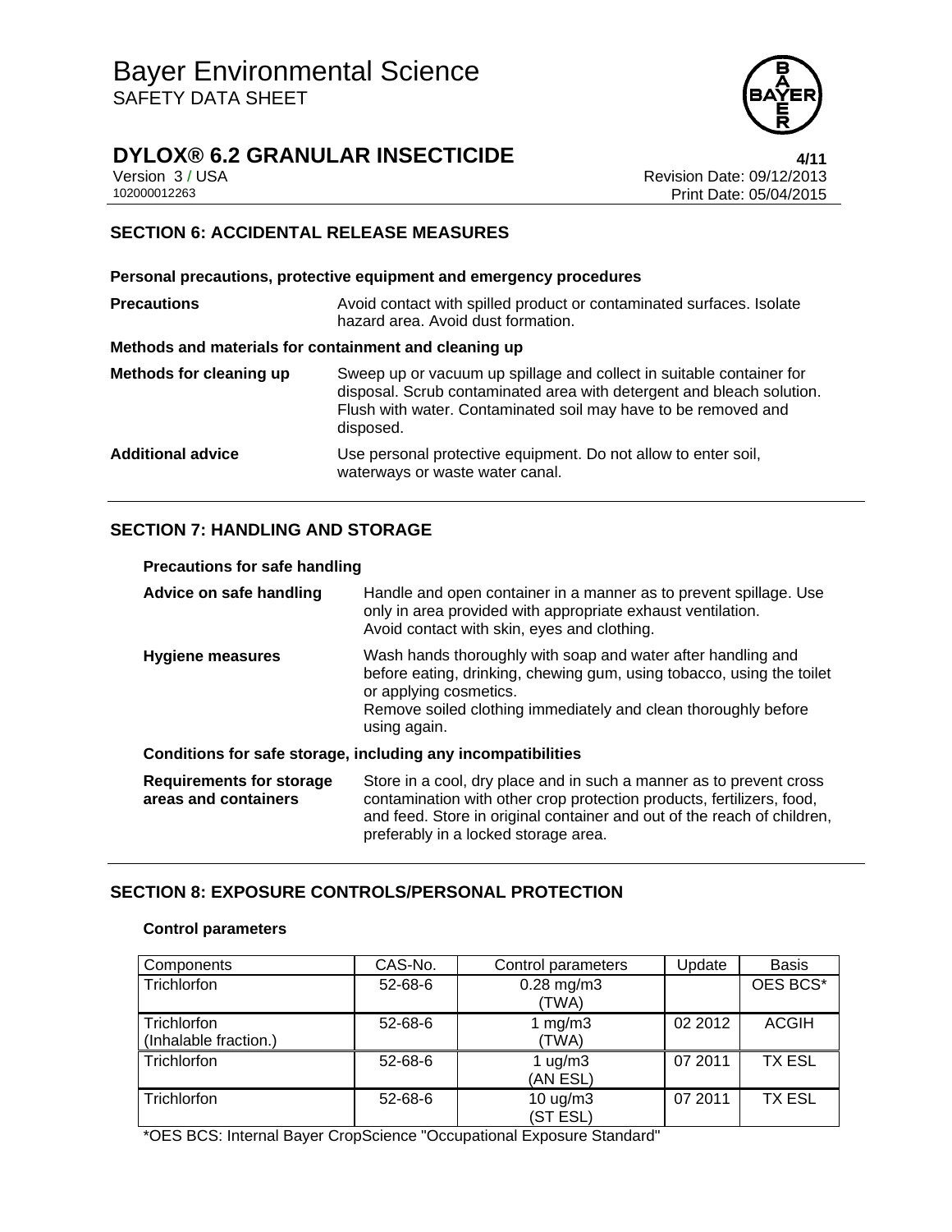## SECTION 6: ACCIDENTAL RELEASE MEASURES

### Personal precautions, protective equipment and emergency procedures

**Precautions** Avoid contact with spilled product or contaminated surfaces. Isolate hazard area. Avoid dust formation.

### Methods and materials for containment and cleaning up

**Methods for cleaning up** Sweep up or vacuum up spillage and collect in suitable container for disposal. Scrub contaminated area with detergent and bleach solution. Flush with water. Contaminated soil may have to be removed and disposed.

**Additional advice** Use personal protective equipment. Do not allow to enter soil, waterways or waste water canal.

## SECTION 7: HANDLING AND STORAGE

### Precautions for safe handling

**Advice on safe handling** Handle and open container in a manner as to prevent spillage. Use only in area provided with appropriate exhaust ventilation. Avoid contact with skin, eyes and clothing.

**Hygiene measures** Wash hands thoroughly with soap and water after handling and before eating, drinking, chewing gum, using tobacco, using the toilet or applying cosmetics. Remove soiled clothing immediately and clean thoroughly before using again.

### Conditions for safe storage, including any incompatibilities

**Requirements for storage areas and containers** Store in a cool, dry place and in such a manner as to prevent cross contamination with other crop protection products, fertilizers, food, and feed. Store in original container and out of the reach of children, preferably in a locked storage area.

## SECTION 8: EXPOSURE CONTROLS/PERSONAL PROTECTION

### Control parameters

| Components | CAS-No. | Control parameters | Update | Basis |
|---|---|---|---|---|
| Trichlorfon | 52-68-6 | 0.28 mg/m3 (TWA) | | OES BCS* |
| Trichlorfon (Inhalable fraction.) | 52-68-6 | 1 mg/m3 (TWA) | 02 2012 | ACGIH |
| Trichlorfon | 52-68-6 | 1 ug/m3 (AN ESL) | 07 2011 | TX ESL |
| Trichlorfon | 52-68-6 | 10 ug/m3 (ST ESL) | 07 2011 | TX ESL |

*OES BCS: Internal Bayer CropScience "Occupational Exposure Standard"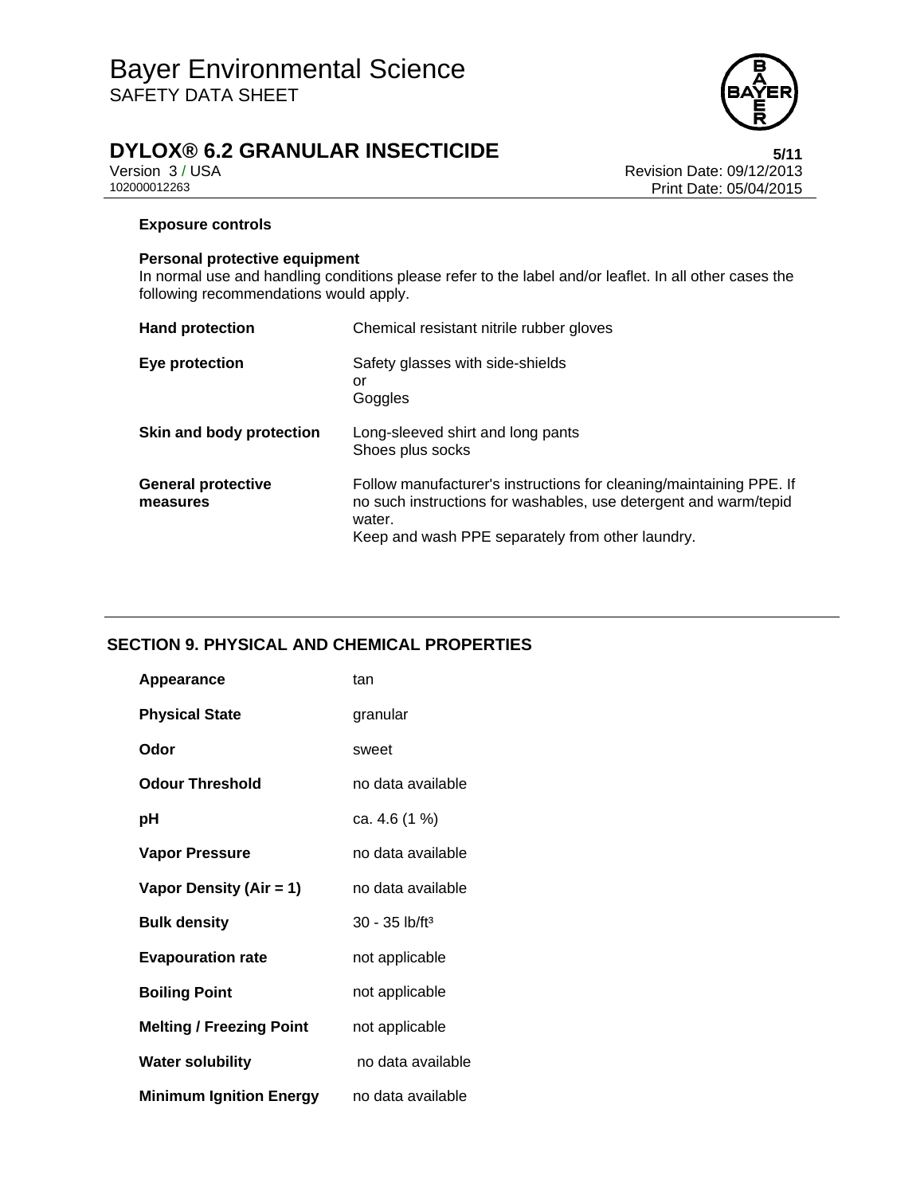**Exposure controls**

**Personal protective equipment**

In normal use and handling conditions please refer to the label and/or leaflet. In all other cases the following recommendations would apply.

| | |
|---|---|
| **Hand protection** | Chemical resistant nitrile rubber gloves |
| **Eye protection** | Safety glasses with side-shields<br>or<br>Goggles |
| **Skin and body protection** | Long-sleeved shirt and long pants<br>Shoes plus socks |
| **General protective measures** | Follow manufacturer's instructions for cleaning/maintaining PPE. If no such instructions for washables, use detergent and warm/tepid water.<br>Keep and wash PPE separately from other laundry. |

## SECTION 9. PHYSICAL AND CHEMICAL PROPERTIES

| | |
|---|---|
| **Appearance** | tan |
| **Physical State** | granular |
| **Odor** | sweet |
| **Odour Threshold** | no data available |
| **pH** | ca. 4.6 (1 %) |
| **Vapor Pressure** | no data available |
| **Vapor Density (Air = 1)** | no data available |
| **Bulk density** | 30 - 35 lb/ft³ |
| **Evapouration rate** | not applicable |
| **Boiling Point** | not applicable |
| **Melting / Freezing Point** | not applicable |
| **Water solubility** | no data available |
| **Minimum Ignition Energy** | no data available |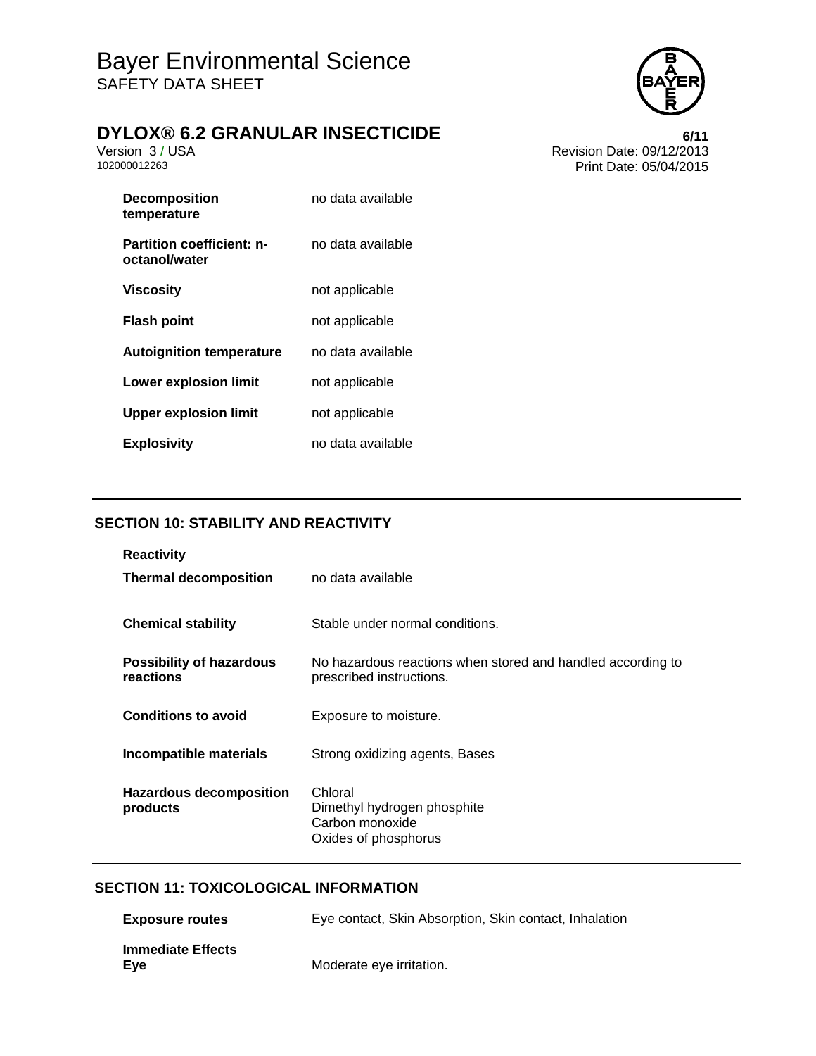| | |
|---|---|
| **Decomposition temperature** | no data available |
| **Partition coefficient: n-octanol/water** | no data available |
| **Viscosity** | not applicable |
| **Flash point** | not applicable |
| **Autoignition temperature** | no data available |
| **Lower explosion limit** | not applicable |
| **Upper explosion limit** | not applicable |
| **Explosivity** | no data available |

## SECTION 10: STABILITY AND REACTIVITY

**Reactivity**

| | |
|---|---|
| **Thermal decomposition** | no data available |
| **Chemical stability** | Stable under normal conditions. |
| **Possibility of hazardous reactions** | No hazardous reactions when stored and handled according to prescribed instructions. |
| **Conditions to avoid** | Exposure to moisture. |
| **Incompatible materials** | Strong oxidizing agents, Bases |
| **Hazardous decomposition products** | Chloral<br>Dimethyl hydrogen phosphite<br>Carbon monoxide<br>Oxides of phosphorus |

## SECTION 11: TOXICOLOGICAL INFORMATION

| | |
|---|---|
| **Exposure routes** | Eye contact, Skin Absorption, Skin contact, Inhalation |

**Immediate Effects**

| | |
|---|---|
| **Eye** | Moderate eye irritation. |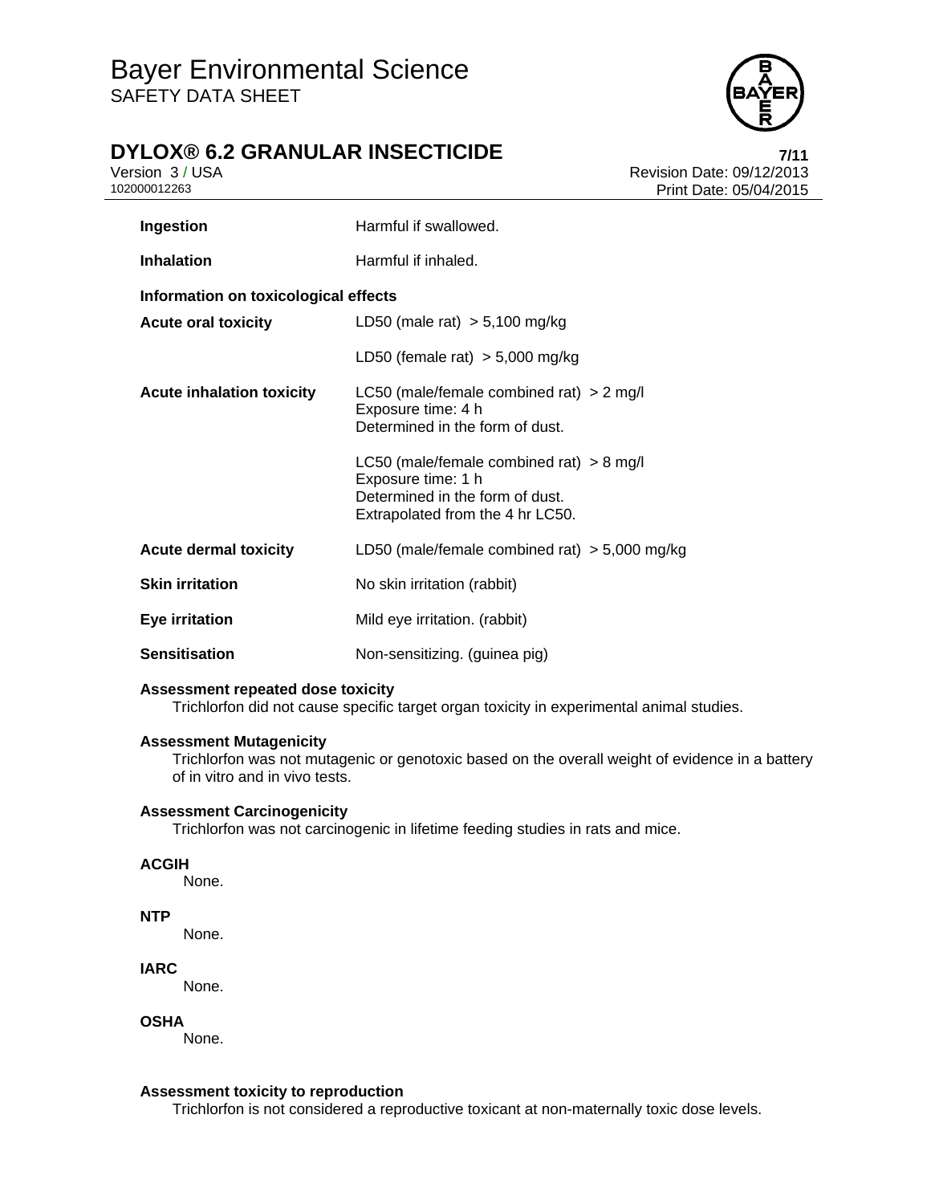| | |
|---|---|
| **Ingestion** | Harmful if swallowed. |
| **Inhalation** | Harmful if inhaled. |

**Information on toxicological effects**

| | |
|---|---|
| **Acute oral toxicity** | LD50 (male rat) > 5,100 mg/kg |
| | LD50 (female rat) > 5,000 mg/kg |
| **Acute inhalation toxicity** | LC50 (male/female combined rat) > 2 mg/l<br>Exposure time: 4 h<br>Determined in the form of dust. |
| | LC50 (male/female combined rat) > 8 mg/l<br>Exposure time: 1 h<br>Determined in the form of dust.<br>Extrapolated from the 4 hr LC50. |
| **Acute dermal toxicity** | LD50 (male/female combined rat) > 5,000 mg/kg |
| **Skin irritation** | No skin irritation (rabbit) |
| **Eye irritation** | Mild eye irritation. (rabbit) |
| **Sensitisation** | Non-sensitizing. (guinea pig) |

**Assessment repeated dose toxicity**

Trichlorfon did not cause specific target organ toxicity in experimental animal studies.

**Assessment Mutagenicity**

Trichlorfon was not mutagenic or genotoxic based on the overall weight of evidence in a battery of in vitro and in vivo tests.

**Assessment Carcinogenicity**

Trichlorfon was not carcinogenic in lifetime feeding studies in rats and mice.

**ACGIH**

None.

**NTP**

None.

**IARC**

None.

**OSHA**

None.

**Assessment toxicity to reproduction**

Trichlorfon is not considered a reproductive toxicant at non-maternally toxic dose levels.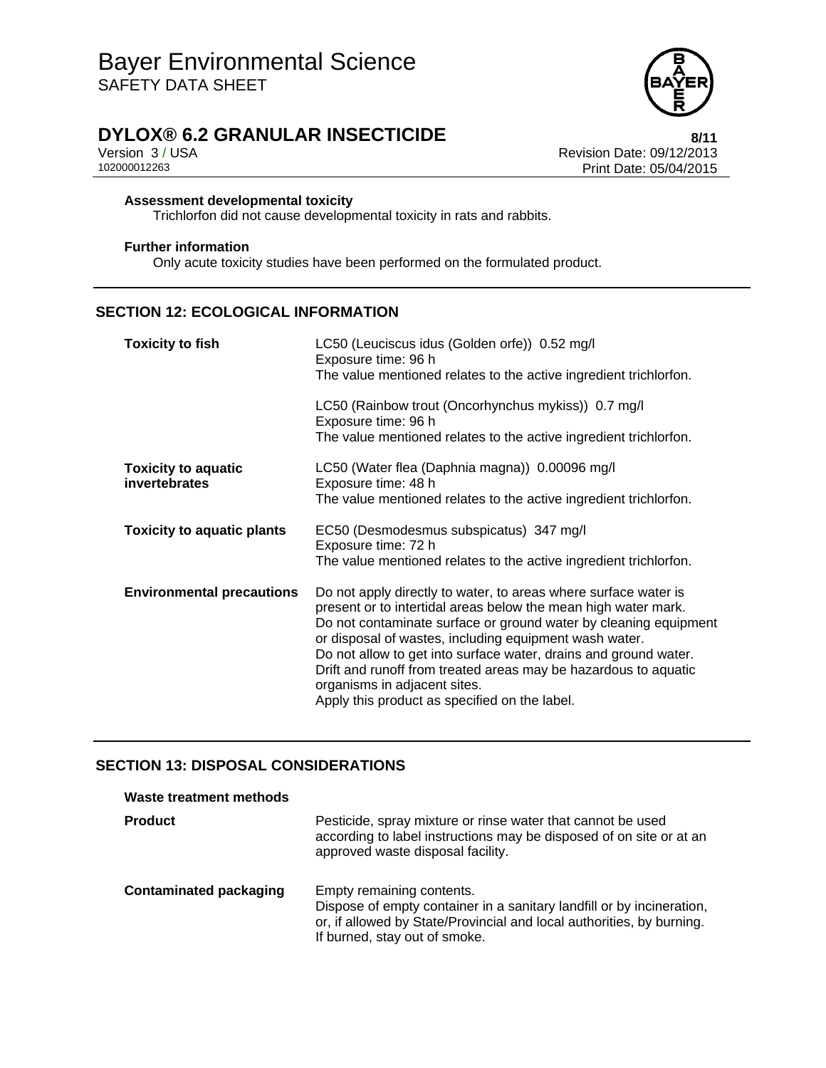**Assessment developmental toxicity**

Trichlorfon did not cause developmental toxicity in rats and rabbits.

**Further information**

Only acute toxicity studies have been performed on the formulated product.

## SECTION 12: ECOLOGICAL INFORMATION

| | |
|---|---|
| **Toxicity to fish** | LC50 (Leuciscus idus (Golden orfe)) 0.52 mg/l<br>Exposure time: 96 h<br>The value mentioned relates to the active ingredient trichlorfon.<br><br>LC50 (Rainbow trout (Oncorhynchus mykiss)) 0.7 mg/l<br>Exposure time: 96 h<br>The value mentioned relates to the active ingredient trichlorfon. |
| **Toxicity to aquatic invertebrates** | LC50 (Water flea (Daphnia magna)) 0.00096 mg/l<br>Exposure time: 48 h<br>The value mentioned relates to the active ingredient trichlorfon. |
| **Toxicity to aquatic plants** | EC50 (Desmodesmus subspicatus) 347 mg/l<br>Exposure time: 72 h<br>The value mentioned relates to the active ingredient trichlorfon. |
| **Environmental precautions** | Do not apply directly to water, to areas where surface water is present or to intertidal areas below the mean high water mark.<br>Do not contaminate surface or ground water by cleaning equipment or disposal of wastes, including equipment wash water.<br>Do not allow to get into surface water, drains and ground water.<br>Drift and runoff from treated areas may be hazardous to aquatic organisms in adjacent sites.<br>Apply this product as specified on the label. |

## SECTION 13: DISPOSAL CONSIDERATIONS

**Waste treatment methods**

| | |
|---|---|
| **Product** | Pesticide, spray mixture or rinse water that cannot be used according to label instructions may be disposed of on site or at an approved waste disposal facility. |
| **Contaminated packaging** | Empty remaining contents.<br>Dispose of empty container in a sanitary landfill or by incineration, or, if allowed by State/Provincial and local authorities, by burning.<br>If burned, stay out of smoke. |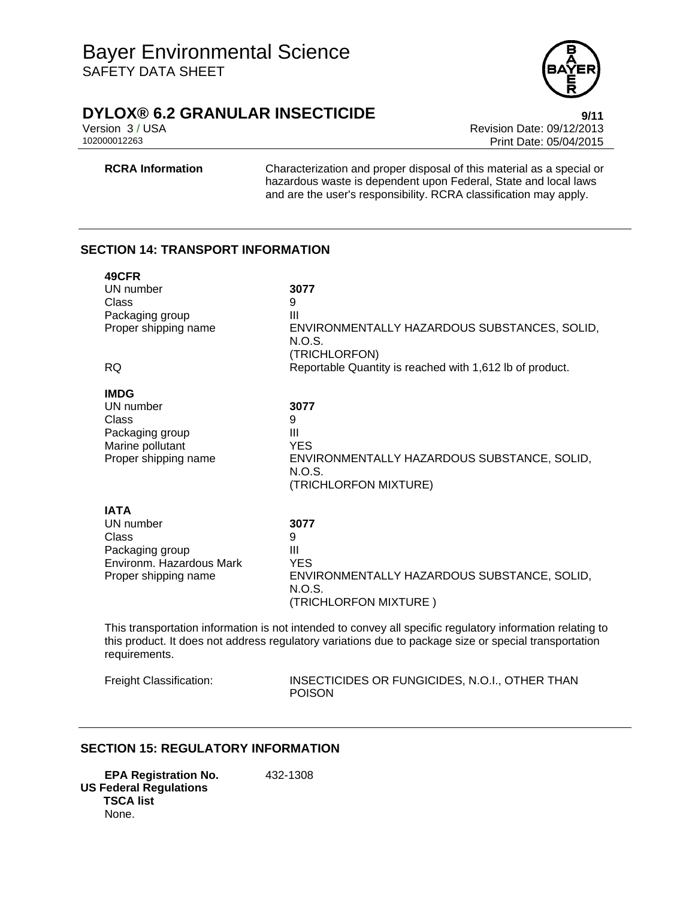| | |
|---|---|
| **RCRA Information** | Characterization and proper disposal of this material as a special or hazardous waste is dependent upon Federal, State and local laws and are the user's responsibility. RCRA classification may apply. |

## SECTION 14: TRANSPORT INFORMATION

**49CFR**

| | |
|---|---|
| UN number | **3077** |
| Class | 9 |
| Packaging group | III |
| Proper shipping name | ENVIRONMENTALLY HAZARDOUS SUBSTANCES, SOLID, N.O.S. (TRICHLORFON) |
| RQ | Reportable Quantity is reached with 1,612 lb of product. |

**IMDG**

| | |
|---|---|
| UN number | **3077** |
| Class | 9 |
| Packaging group | III |
| Marine pollutant | YES |
| Proper shipping name | ENVIRONMENTALLY HAZARDOUS SUBSTANCE, SOLID, N.O.S. (TRICHLORFON MIXTURE) |

**IATA**

| | |
|---|---|
| UN number | **3077** |
| Class | 9 |
| Packaging group | III |
| Environm. Hazardous Mark | YES |
| Proper shipping name | ENVIRONMENTALLY HAZARDOUS SUBSTANCE, SOLID, N.O.S. (TRICHLORFON MIXTURE ) |

This transportation information is not intended to convey all specific regulatory information relating to this product. It does not address regulatory variations due to package size or special transportation requirements.

| | |
|---|---|
| Freight Classification: | INSECTICIDES OR FUNGICIDES, N.O.I., OTHER THAN POISON |

## SECTION 15: REGULATORY INFORMATION

**EPA Registration No.** 432-1308

**US Federal Regulations**

**TSCA list**

None.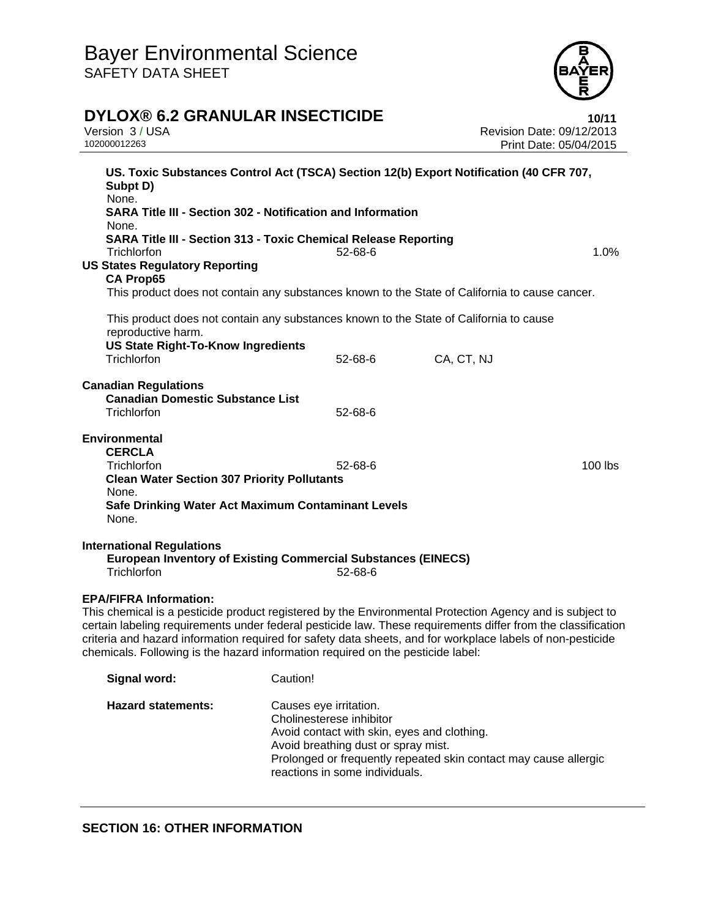**US. Toxic Substances Control Act (TSCA) Section 12(b) Export Notification (40 CFR 707, Subpt D)**

None.

**SARA Title III - Section 302 - Notification and Information**

None.

**SARA Title III - Section 313 - Toxic Chemical Release Reporting**

| | | |
|---|---|---|
| Trichlorfon | 52-68-6 | 1.0% |

**US States Regulatory Reporting**

**CA Prop65**

This product does not contain any substances known to the State of California to cause cancer.

This product does not contain any substances known to the State of California to cause reproductive harm.

**US State Right-To-Know Ingredients**

| | | |
|---|---|---|
| Trichlorfon | 52-68-6 | CA, CT, NJ |

**Canadian Regulations**

**Canadian Domestic Substance List**

| | |
|---|---|
| Trichlorfon | 52-68-6 |

**Environmental**

**CERCLA**

| | | |
|---|---|---|
| Trichlorfon | 52-68-6 | 100 lbs |

**Clean Water Section 307 Priority Pollutants**

None.

**Safe Drinking Water Act Maximum Contaminant Levels**

None.

**International Regulations**

**European Inventory of Existing Commercial Substances (EINECS)**

| | |
|---|---|
| Trichlorfon | 52-68-6 |

**EPA/FIFRA Information:**

This chemical is a pesticide product registered by the Environmental Protection Agency and is subject to certain labeling requirements under federal pesticide law. These requirements differ from the classification criteria and hazard information required for safety data sheets, and for workplace labels of non-pesticide chemicals. Following is the hazard information required on the pesticide label:

**Signal word:** Caution!

**Hazard statements:**
Causes eye irritation.
Cholinesterese inhibitor
Avoid contact with skin, eyes and clothing.
Avoid breathing dust or spray mist.
Prolonged or frequently repeated skin contact may cause allergic reactions in some individuals.

## SECTION 16: OTHER INFORMATION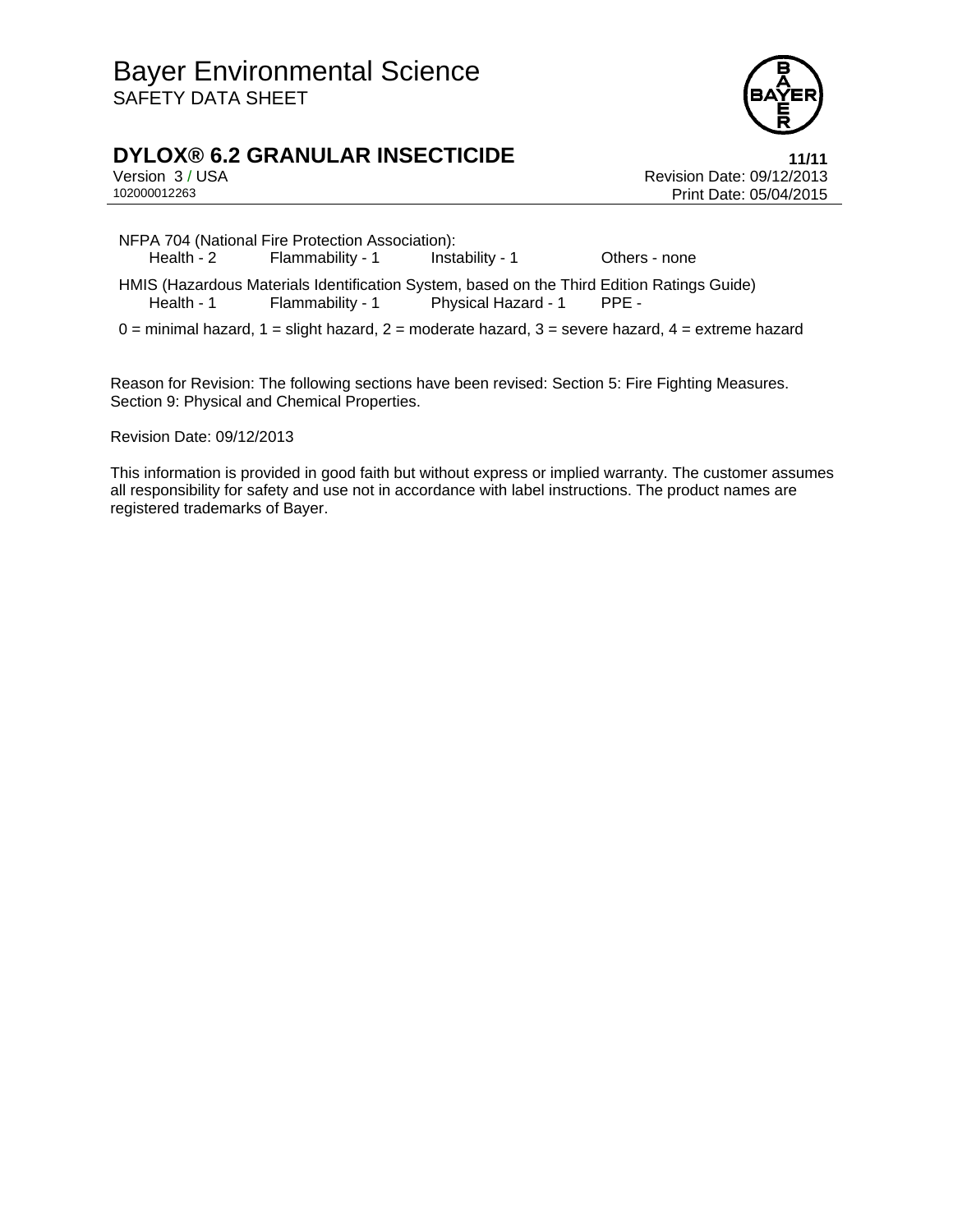NFPA 704 (National Fire Protection Association):

| | | | |
|---|---|---|---|
| Health - 2 | Flammability - 1 | Instability - 1 | Others - none |

HMIS (Hazardous Materials Identification System, based on the Third Edition Ratings Guide)

| | | | |
|---|---|---|---|
| Health - 1 | Flammability - 1 | Physical Hazard - 1 | PPE - |

0 = minimal hazard, 1 = slight hazard, 2 = moderate hazard, 3 = severe hazard, 4 = extreme hazard

Reason for Revision: The following sections have been revised: Section 5: Fire Fighting Measures. Section 9: Physical and Chemical Properties.

Revision Date: 09/12/2013

This information is provided in good faith but without express or implied warranty. The customer assumes all responsibility for safety and use not in accordance with label instructions. The product names are registered trademarks of Bayer.